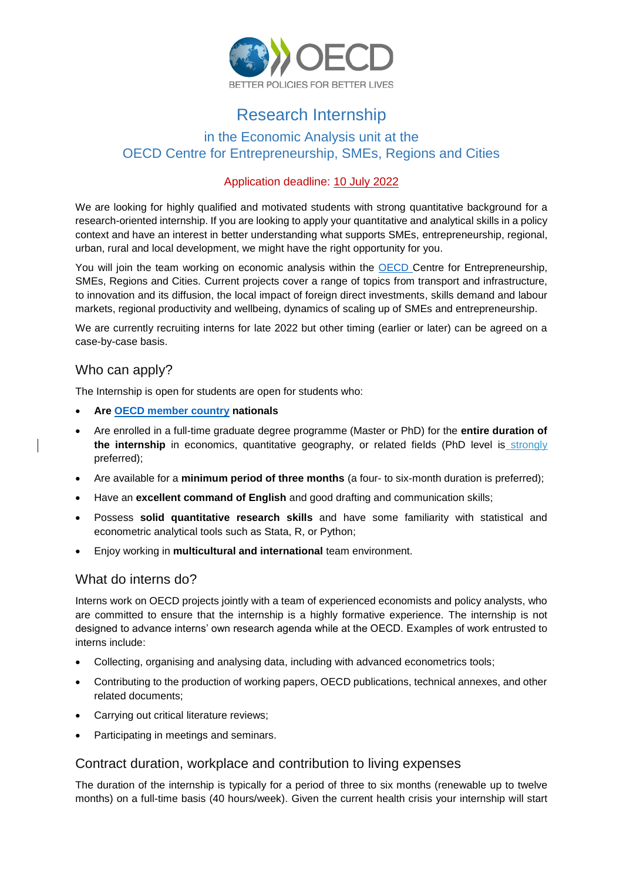# Research Internship

## in the Economic Analysis unit at the OECD Centre for Entrepreneurship, SMEs, Regions and Cities

Application deadline: 10 July 2022

We are looking for highly qualified and motivated students with strong quantitative background for a research-oriented internship. If you are looking to apply your quantitative and analytical skills in a policy context and have an interest in better understanding what supports SMEs, entrepreneurship, regional, urban, rural and local development, we might have the right opportunity for you.

You will join the team working on economic analysis within the OECD Centre for Entrepreneurship, SMEs, Regions and Cities. Current projects cover a range of topics from transport and infrastructure, to innovation and its diffusion, the local impact of foreign direct investments, skills demand and labour markets, regional productivity and wellbeing, dynamics of scaling up of SMEs and entrepreneurship.

We are currently recruiting interns for late 2022 but other timing (earlier or later) can be agreed on a case-by-case basis.

## Who can apply?

The Internship is open for students are open for students who:

- **Are OECD member country nationals**
- Are enrolled in a full-time graduate degree programme (Master or PhD) for the **entire duration of the internship** in economics, quantitative geography, or related fields (PhD level is strongly preferred);
- Are available for a **minimum period of three months** (a four- to six-month duration is preferred);
- Have an **excellent command of English** and good drafting and communication skills;
- Possess **solid quantitative research skills** and have some familiarity with statistical and econometric analytical tools such as Stata, R, or Python;
- Enjoy working in **multicultural and international** team environment.

## What do interns do?

Interns work on OECD projects jointly with a team of experienced economists and policy analysts, who are committed to ensure that the internship is a highly formative experience. The internship is not designed to advance interns' own research agenda while at the OECD. Examples of work entrusted to interns include:

- Collecting, organising and analysing data, including with advanced econometrics tools;
- Contributing to the production of working papers, OECD publications, technical annexes, and other related documents;
- Carrying out critical literature reviews;
- Participating in meetings and seminars.

## Contract duration, workplace and contribution to living expenses

The duration of the internship is typically for a period of three to six months (renewable up to twelve months) on a full-time basis (40 hours/week). Given the current health crisis your internship will start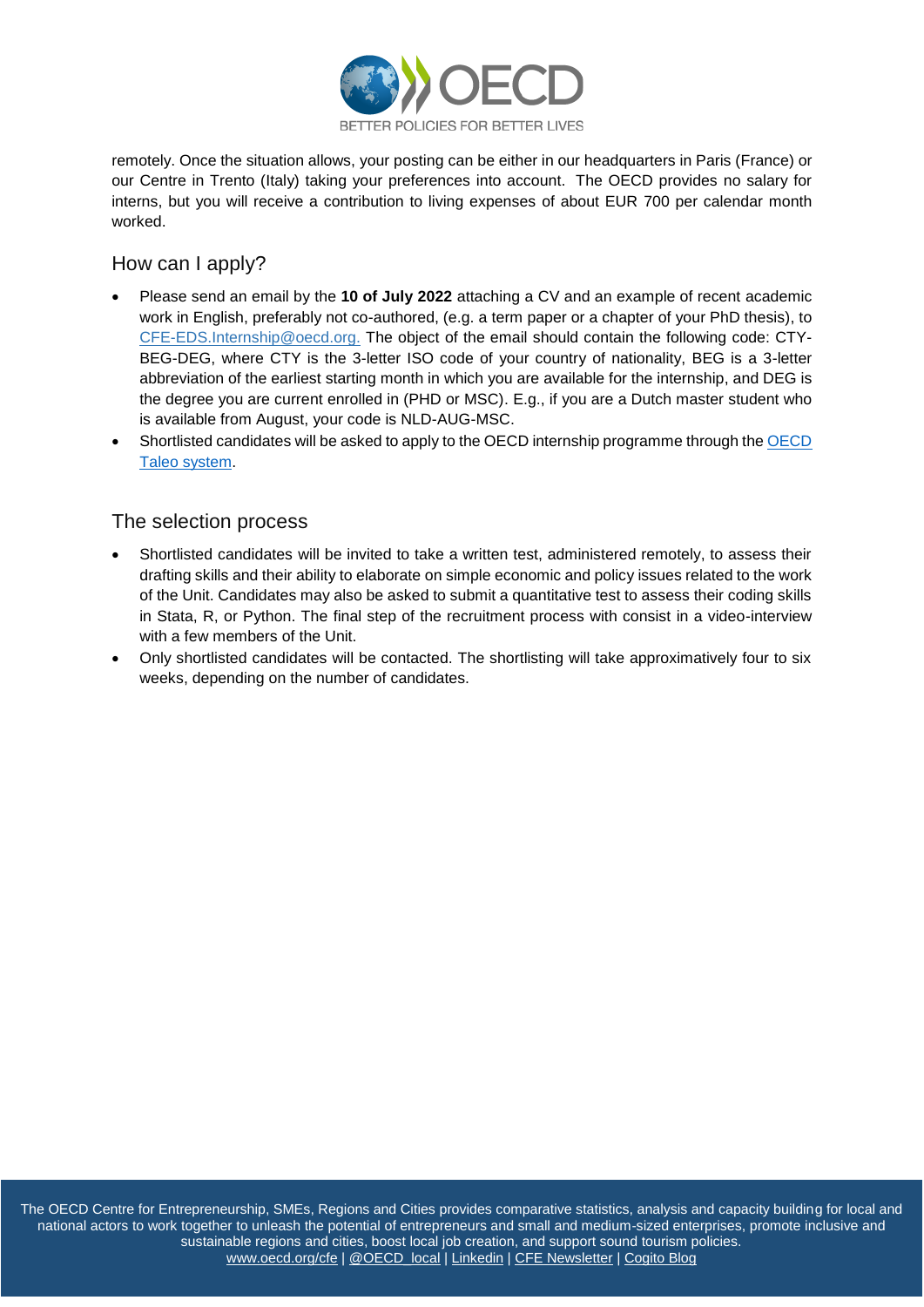remotely. Once the situation allows, your posting can be either in our headquarters in Paris (France) or our Centre in Trento (Italy) taking your preferences into account. The OECD provides no salary for interns, but you will receive a contribution to living expenses of about EUR 700 per calendar month worked.

## How can I apply?

- Please send an email by the **10 of July 2022** attaching a CV and an example of recent academic work in English, preferably not co-authored, (e.g. a term paper or a chapter of your PhD thesis), to CFE-EDS.Internship@oecd.org. The object of the email should contain the following code: CTY-BEG-DEG, where CTY is the 3-letter ISO code of your country of nationality, BEG is a 3-letter abbreviation of the earliest starting month in which you are available for the internship, and DEG is the degree you are current enrolled in (PHD or MSC). E.g., if you are a Dutch master student who is available from August, your code is NLD-AUG-MSC.
- Shortlisted candidates will be asked to apply to the OECD internship programme through the OECD Taleo system.

## The selection process

- Shortlisted candidates will be invited to take a written test, administered remotely, to assess their drafting skills and their ability to elaborate on simple economic and policy issues related to the work of the Unit. Candidates may also be asked to submit a quantitative test to assess their coding skills in Stata, R, or Python. The final step of the recruitment process with consist in a video-interview with a few members of the Unit.
- Only shortlisted candidates will be contacted. The shortlisting will take approximatively four to six weeks, depending on the number of candidates.